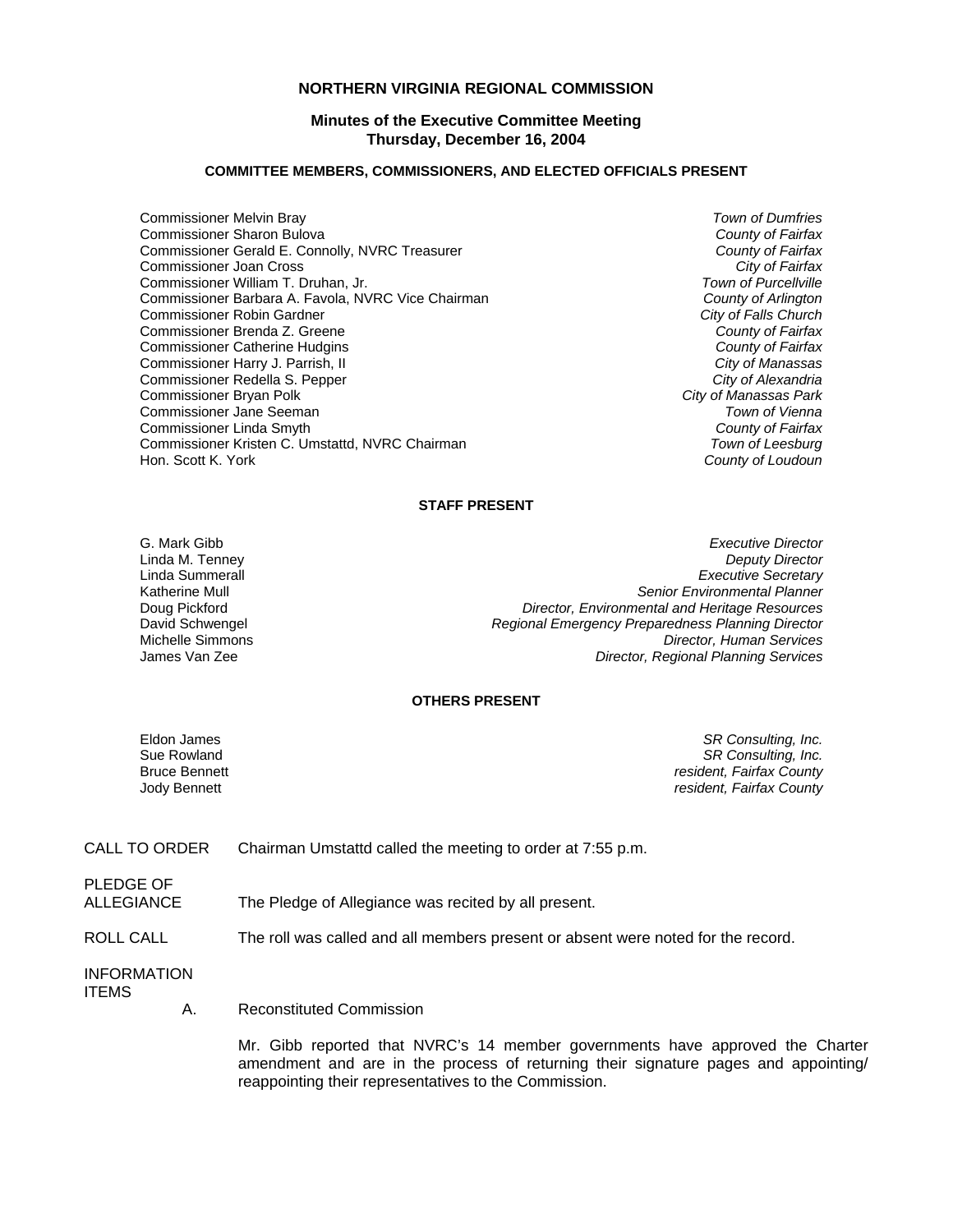# NORTHERN VIRGINIA REGIONAL COMMISSION

## Minutes of the Executive Committee Meeting
## Thursday, December 16, 2004

### COMMITTEE MEMBERS, COMMISSIONERS, AND ELECTED OFFICIALS PRESENT

| | |
|---|---|
| Commissioner Melvin Bray | *Town of Dumfries* |
| Commissioner Sharon Bulova | *County of Fairfax* |
| Commissioner Gerald E. Connolly, NVRC Treasurer | *County of Fairfax* |
| Commissioner Joan Cross | *City of Fairfax* |
| Commissioner William T. Druhan, Jr. | *Town of Purcellville* |
| Commissioner Barbara A. Favola, NVRC Vice Chairman | *County of Arlington* |
| Commissioner Robin Gardner | *City of Falls Church* |
| Commissioner Brenda Z. Greene | *County of Fairfax* |
| Commissioner Catherine Hudgins | *County of Fairfax* |
| Commissioner Harry J. Parrish, II | *City of Manassas* |
| Commissioner Redella S. Pepper | *City of Alexandria* |
| Commissioner Bryan Polk | *City of Manassas Park* |
| Commissioner Jane Seeman | *Town of Vienna* |
| Commissioner Linda Smyth | *County of Fairfax* |
| Commissioner Kristen C. Umstattd, NVRC Chairman | *Town of Leesburg* |
| Hon. Scott K. York | *County of Loudoun* |

### STAFF PRESENT

| | |
|---|---|
| G. Mark Gibb | *Executive Director* |
| Linda M. Tenney | *Deputy Director* |
| Linda Summerall | *Executive Secretary* |
| Katherine Mull | *Senior Environmental Planner* |
| Doug Pickford | *Director, Environmental and Heritage Resources* |
| David Schwengel | *Regional Emergency Preparedness Planning Director* |
| Michelle Simmons | *Director, Human Services* |
| James Van Zee | *Director, Regional Planning Services* |

### OTHERS PRESENT

| | |
|---|---|
| Eldon James | *SR Consulting, Inc.* |
| Sue Rowland | *SR Consulting, Inc.* |
| Bruce Bennett | *resident, Fairfax County* |
| Jody Bennett | *resident, Fairfax County* |

CALL TO ORDER — Chairman Umstattd called the meeting to order at 7:55 p.m.

PLEDGE OF ALLEGIANCE — The Pledge of Allegiance was recited by all present.

ROLL CALL — The roll was called and all members present or absent were noted for the record.

INFORMATION ITEMS

A. Reconstituted Commission

Mr. Gibb reported that NVRC's 14 member governments have approved the Charter amendment and are in the process of returning their signature pages and appointing/ reappointing their representatives to the Commission.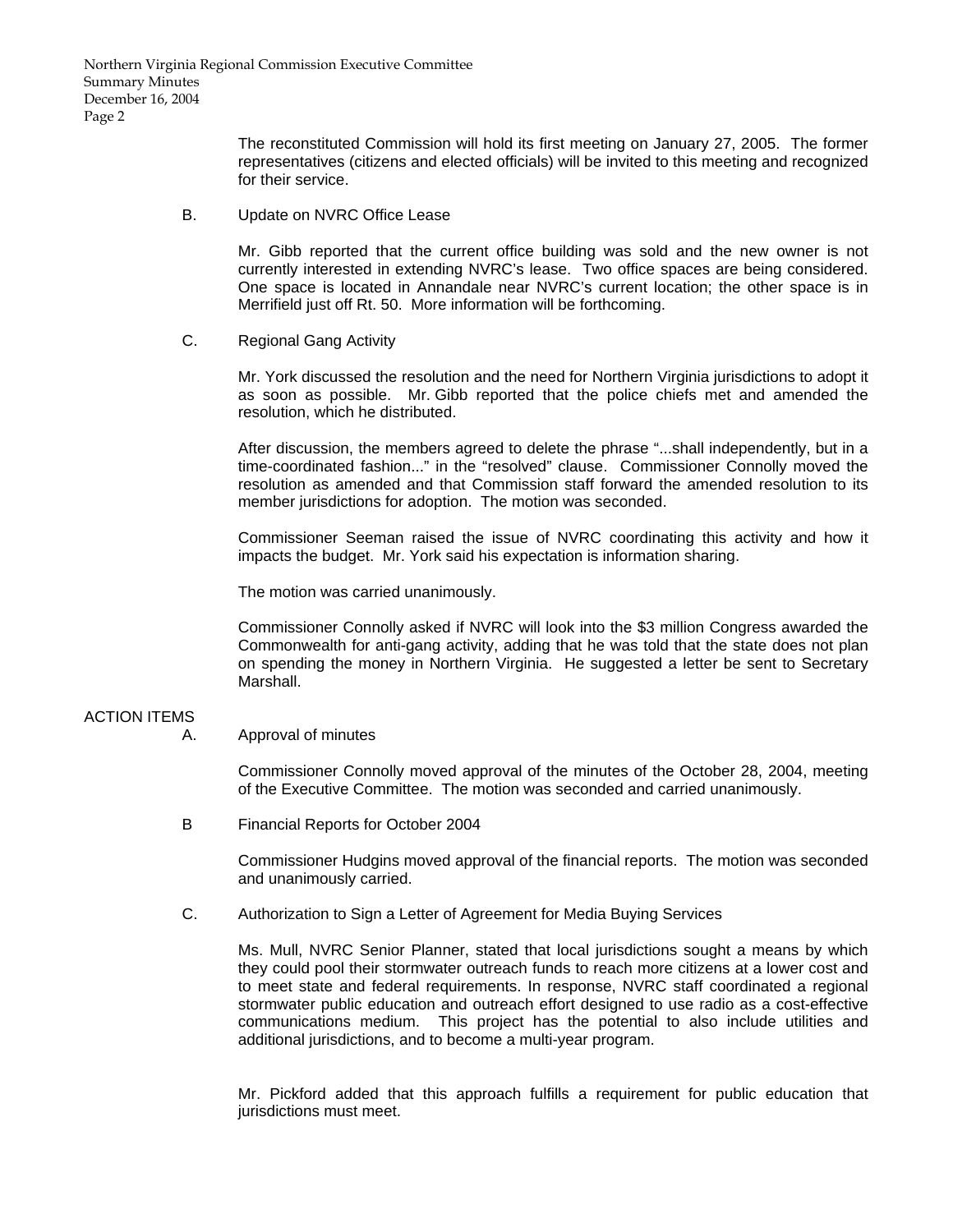The reconstituted Commission will hold its first meeting on January 27, 2005. The former representatives (citizens and elected officials) will be invited to this meeting and recognized for their service.

B. Update on NVRC Office Lease

Mr. Gibb reported that the current office building was sold and the new owner is not currently interested in extending NVRC's lease. Two office spaces are being considered. One space is located in Annandale near NVRC's current location; the other space is in Merrifield just off Rt. 50. More information will be forthcoming.

C. Regional Gang Activity

Mr. York discussed the resolution and the need for Northern Virginia jurisdictions to adopt it as soon as possible. Mr. Gibb reported that the police chiefs met and amended the resolution, which he distributed.

After discussion, the members agreed to delete the phrase "...shall independently, but in a time-coordinated fashion..." in the "resolved" clause. Commissioner Connolly moved the resolution as amended and that Commission staff forward the amended resolution to its member jurisdictions for adoption. The motion was seconded.

Commissioner Seeman raised the issue of NVRC coordinating this activity and how it impacts the budget. Mr. York said his expectation is information sharing.

The motion was carried unanimously.

Commissioner Connolly asked if NVRC will look into the $3 million Congress awarded the Commonwealth for anti-gang activity, adding that he was told that the state does not plan on spending the money in Northern Virginia. He suggested a letter be sent to Secretary Marshall.

ACTION ITEMS

A. Approval of minutes

Commissioner Connolly moved approval of the minutes of the October 28, 2004, meeting of the Executive Committee. The motion was seconded and carried unanimously.

B Financial Reports for October 2004

Commissioner Hudgins moved approval of the financial reports. The motion was seconded and unanimously carried.

C. Authorization to Sign a Letter of Agreement for Media Buying Services

Ms. Mull, NVRC Senior Planner, stated that local jurisdictions sought a means by which they could pool their stormwater outreach funds to reach more citizens at a lower cost and to meet state and federal requirements. In response, NVRC staff coordinated a regional stormwater public education and outreach effort designed to use radio as a cost-effective communications medium. This project has the potential to also include utilities and additional jurisdictions, and to become a multi-year program.

Mr. Pickford added that this approach fulfills a requirement for public education that jurisdictions must meet.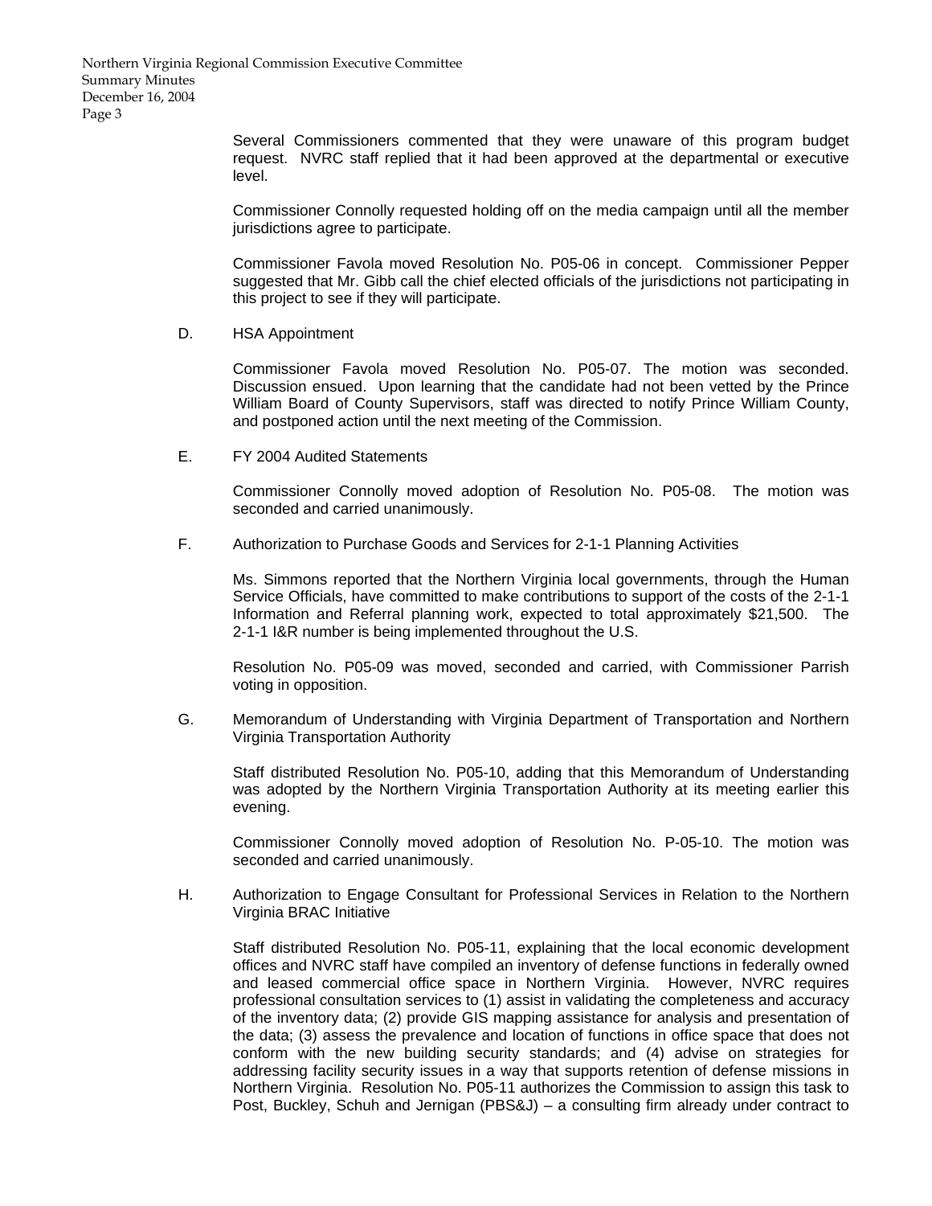Several Commissioners commented that they were unaware of this program budget request. NVRC staff replied that it had been approved at the departmental or executive level.

Commissioner Connolly requested holding off on the media campaign until all the member jurisdictions agree to participate.

Commissioner Favola moved Resolution No. P05-06 in concept. Commissioner Pepper suggested that Mr. Gibb call the chief elected officials of the jurisdictions not participating in this project to see if they will participate.

D. HSA Appointment

Commissioner Favola moved Resolution No. P05-07. The motion was seconded. Discussion ensued. Upon learning that the candidate had not been vetted by the Prince William Board of County Supervisors, staff was directed to notify Prince William County, and postponed action until the next meeting of the Commission.

E. FY 2004 Audited Statements

Commissioner Connolly moved adoption of Resolution No. P05-08. The motion was seconded and carried unanimously.

F. Authorization to Purchase Goods and Services for 2-1-1 Planning Activities

Ms. Simmons reported that the Northern Virginia local governments, through the Human Service Officials, have committed to make contributions to support of the costs of the 2-1-1 Information and Referral planning work, expected to total approximately $21,500. The 2-1-1 I&R number is being implemented throughout the U.S.

Resolution No. P05-09 was moved, seconded and carried, with Commissioner Parrish voting in opposition.

G. Memorandum of Understanding with Virginia Department of Transportation and Northern Virginia Transportation Authority

Staff distributed Resolution No. P05-10, adding that this Memorandum of Understanding was adopted by the Northern Virginia Transportation Authority at its meeting earlier this evening.

Commissioner Connolly moved adoption of Resolution No. P-05-10. The motion was seconded and carried unanimously.

H. Authorization to Engage Consultant for Professional Services in Relation to the Northern Virginia BRAC Initiative

Staff distributed Resolution No. P05-11, explaining that the local economic development offices and NVRC staff have compiled an inventory of defense functions in federally owned and leased commercial office space in Northern Virginia. However, NVRC requires professional consultation services to (1) assist in validating the completeness and accuracy of the inventory data; (2) provide GIS mapping assistance for analysis and presentation of the data; (3) assess the prevalence and location of functions in office space that does not conform with the new building security standards; and (4) advise on strategies for addressing facility security issues in a way that supports retention of defense missions in Northern Virginia. Resolution No. P05-11 authorizes the Commission to assign this task to Post, Buckley, Schuh and Jernigan (PBS&J) – a consulting firm already under contract to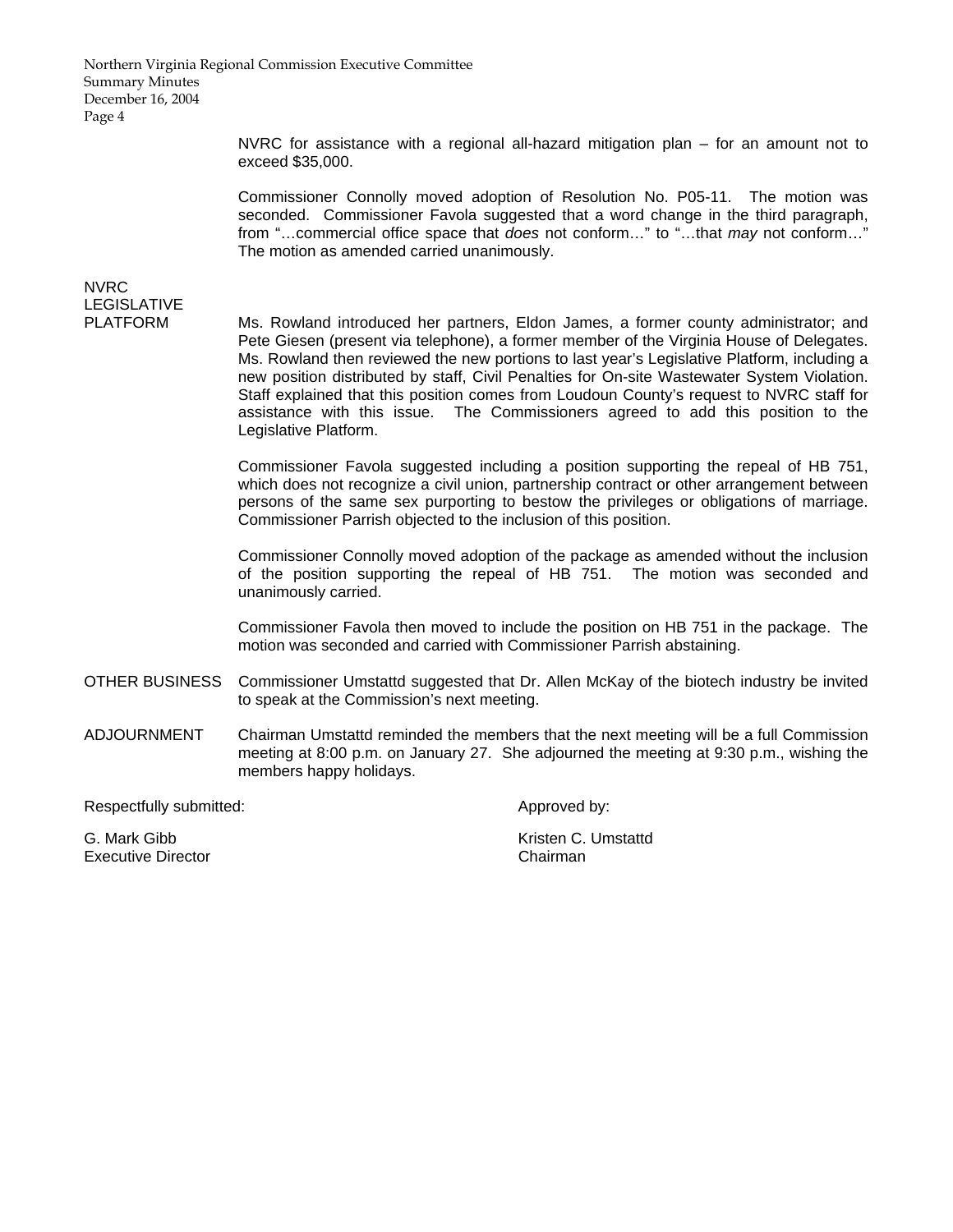NVRC for assistance with a regional all-hazard mitigation plan – for an amount not to exceed $35,000.

Commissioner Connolly moved adoption of Resolution No. P05-11. The motion was seconded. Commissioner Favola suggested that a word change in the third paragraph, from "…commercial office space that *does* not conform…" to "…that *may* not conform…" The motion as amended carried unanimously.

**NVRC LEGISLATIVE PLATFORM**

Ms. Rowland introduced her partners, Eldon James, a former county administrator; and Pete Giesen (present via telephone), a former member of the Virginia House of Delegates. Ms. Rowland then reviewed the new portions to last year's Legislative Platform, including a new position distributed by staff, Civil Penalties for On-site Wastewater System Violation. Staff explained that this position comes from Loudoun County's request to NVRC staff for assistance with this issue. The Commissioners agreed to add this position to the Legislative Platform.

Commissioner Favola suggested including a position supporting the repeal of HB 751, which does not recognize a civil union, partnership contract or other arrangement between persons of the same sex purporting to bestow the privileges or obligations of marriage. Commissioner Parrish objected to the inclusion of this position.

Commissioner Connolly moved adoption of the package as amended without the inclusion of the position supporting the repeal of HB 751. The motion was seconded and unanimously carried.

Commissioner Favola then moved to include the position on HB 751 in the package. The motion was seconded and carried with Commissioner Parrish abstaining.

**OTHER BUSINESS**

Commissioner Umstattd suggested that Dr. Allen McKay of the biotech industry be invited to speak at the Commission's next meeting.

**ADJOURNMENT**

Chairman Umstattd reminded the members that the next meeting will be a full Commission meeting at 8:00 p.m. on January 27. She adjourned the meeting at 9:30 p.m., wishing the members happy holidays.

| | |
|---|---|
| Respectfully submitted: | Approved by: |
| G. Mark Gibb<br>Executive Director | Kristen C. Umstattd<br>Chairman |